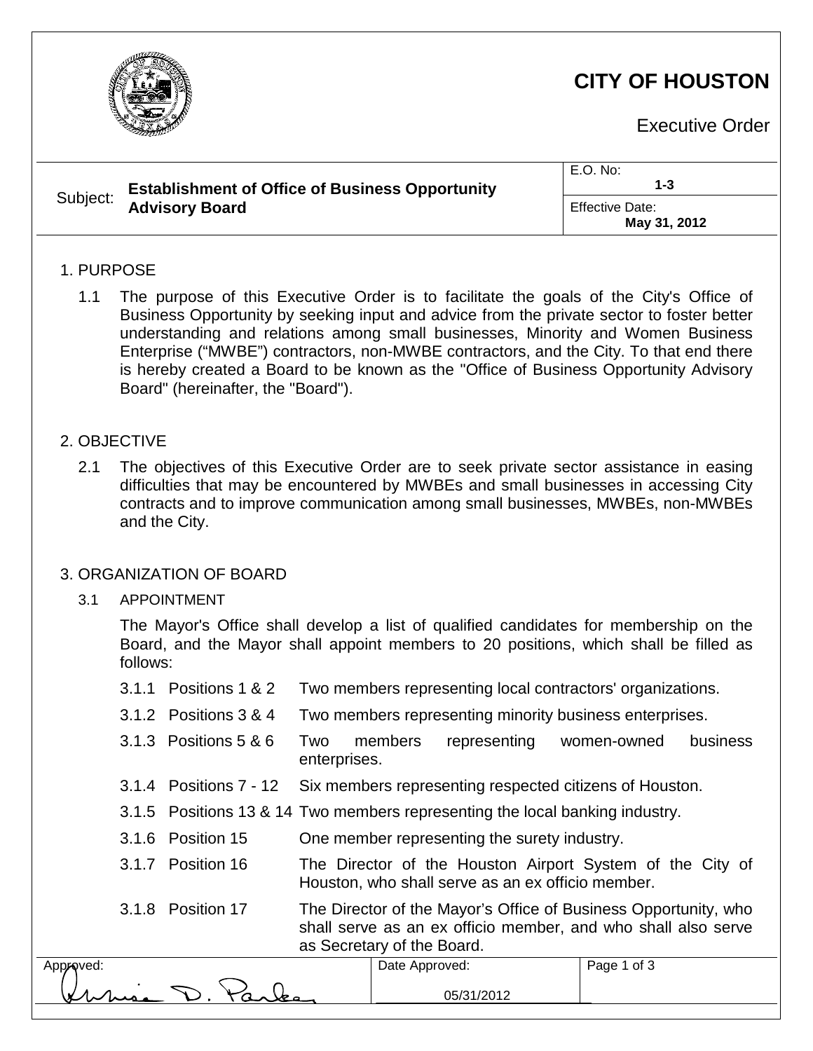# CITY OF HOUSTON

Executive Order

| Subject: **Establishment of Office of Business Opportunity Advisory Board** | E.O. No: **1-3** |
|---|---|
| | Effective Date: **May 31, 2012** |

## 1. PURPOSE

1.1 The purpose of this Executive Order is to facilitate the goals of the City's Office of Business Opportunity by seeking input and advice from the private sector to foster better understanding and relations among small businesses, Minority and Women Business Enterprise ("MWBE") contractors, non-MWBE contractors, and the City. To that end there is hereby created a Board to be known as the "Office of Business Opportunity Advisory Board" (hereinafter, the "Board").

## 2. OBJECTIVE

2.1 The objectives of this Executive Order are to seek private sector assistance in easing difficulties that may be encountered by MWBEs and small businesses in accessing City contracts and to improve communication among small businesses, MWBEs, non-MWBEs and the City.

## 3. ORGANIZATION OF BOARD

3.1 APPOINTMENT

The Mayor's Office shall develop a list of qualified candidates for membership on the Board, and the Mayor shall appoint members to 20 positions, which shall be filled as follows:

- 3.1.1 Positions 1 & 2 — Two members representing local contractors' organizations.
- 3.1.2 Positions 3 & 4 — Two members representing minority business enterprises.
- 3.1.3 Positions 5 & 6 — Two members representing women-owned business enterprises.
- 3.1.4 Positions 7 - 12 — Six members representing respected citizens of Houston.
- 3.1.5 Positions 13 & 14 — Two members representing the local banking industry.
- 3.1.6 Position 15 — One member representing the surety industry.
- 3.1.7 Position 16 — The Director of the Houston Airport System of the City of Houston, who shall serve as an ex officio member.
- 3.1.8 Position 17 — The Director of the Mayor's Office of Business Opportunity, who shall serve as an ex officio member, and who shall also serve as Secretary of the Board.

| Approved: | Date Approved: |
|---|---|
| Annise D. Parker | 05/31/2012 |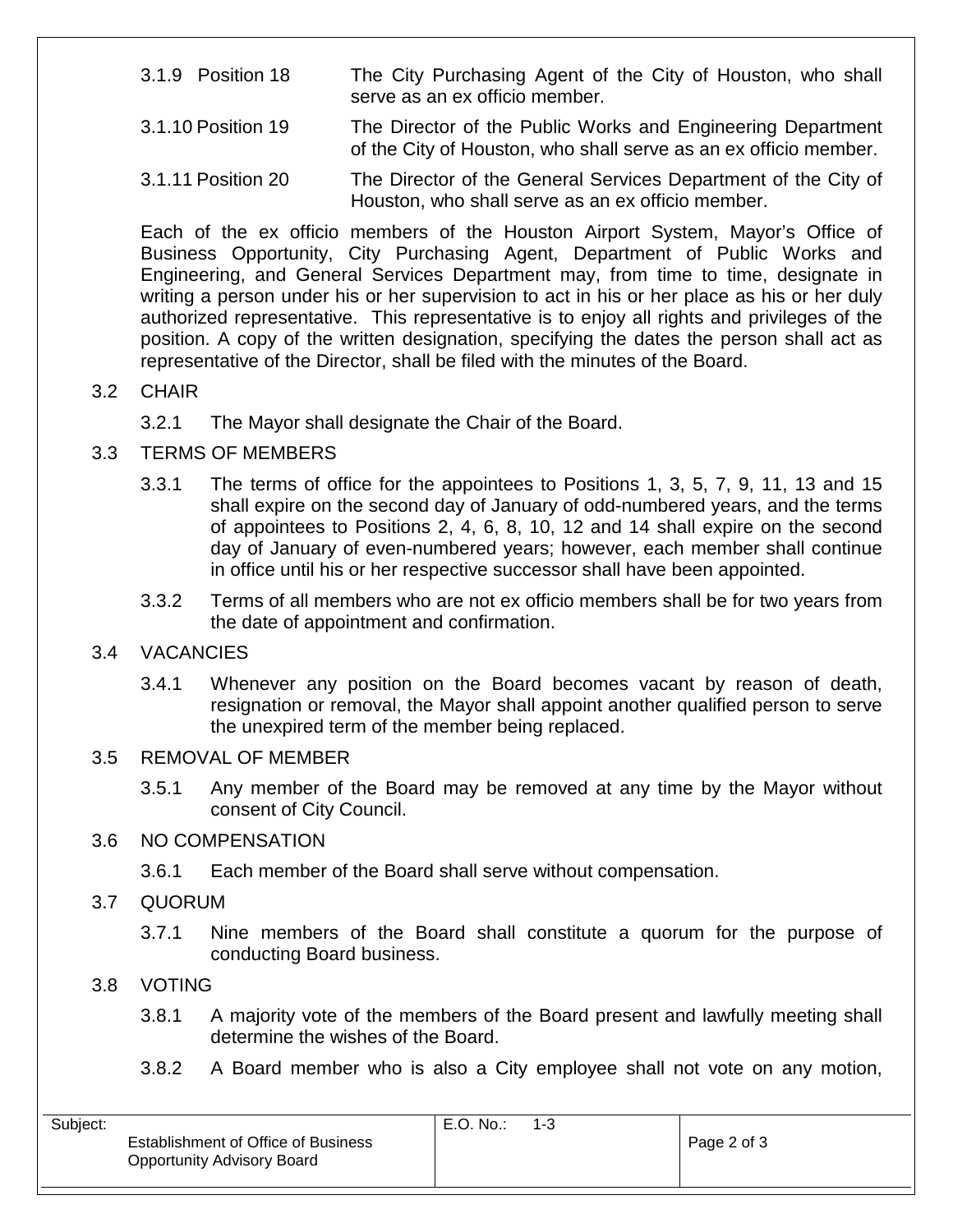3.1.9 Position 18 — The City Purchasing Agent of the City of Houston, who shall serve as an ex officio member.

3.1.10 Position 19 — The Director of the Public Works and Engineering Department of the City of Houston, who shall serve as an ex officio member.

3.1.11 Position 20 — The Director of the General Services Department of the City of Houston, who shall serve as an ex officio member.

Each of the ex officio members of the Houston Airport System, Mayor's Office of Business Opportunity, City Purchasing Agent, Department of Public Works and Engineering, and General Services Department may, from time to time, designate in writing a person under his or her supervision to act in his or her place as his or her duly authorized representative. This representative is to enjoy all rights and privileges of the position. A copy of the written designation, specifying the dates the person shall act as representative of the Director, shall be filed with the minutes of the Board.

3.2 CHAIR

3.2.1 The Mayor shall designate the Chair of the Board.

3.3 TERMS OF MEMBERS

3.3.1 The terms of office for the appointees to Positions 1, 3, 5, 7, 9, 11, 13 and 15 shall expire on the second day of January of odd-numbered years, and the terms of appointees to Positions 2, 4, 6, 8, 10, 12 and 14 shall expire on the second day of January of even-numbered years; however, each member shall continue in office until his or her respective successor shall have been appointed.

3.3.2 Terms of all members who are not ex officio members shall be for two years from the date of appointment and confirmation.

3.4 VACANCIES

3.4.1 Whenever any position on the Board becomes vacant by reason of death, resignation or removal, the Mayor shall appoint another qualified person to serve the unexpired term of the member being replaced.

3.5 REMOVAL OF MEMBER

3.5.1 Any member of the Board may be removed at any time by the Mayor without consent of City Council.

3.6 NO COMPENSATION

3.6.1 Each member of the Board shall serve without compensation.

3.7 QUORUM

3.7.1 Nine members of the Board shall constitute a quorum for the purpose of conducting Board business.

3.8 VOTING

3.8.1 A majority vote of the members of the Board present and lawfully meeting shall determine the wishes of the Board.

3.8.2 A Board member who is also a City employee shall not vote on any motion,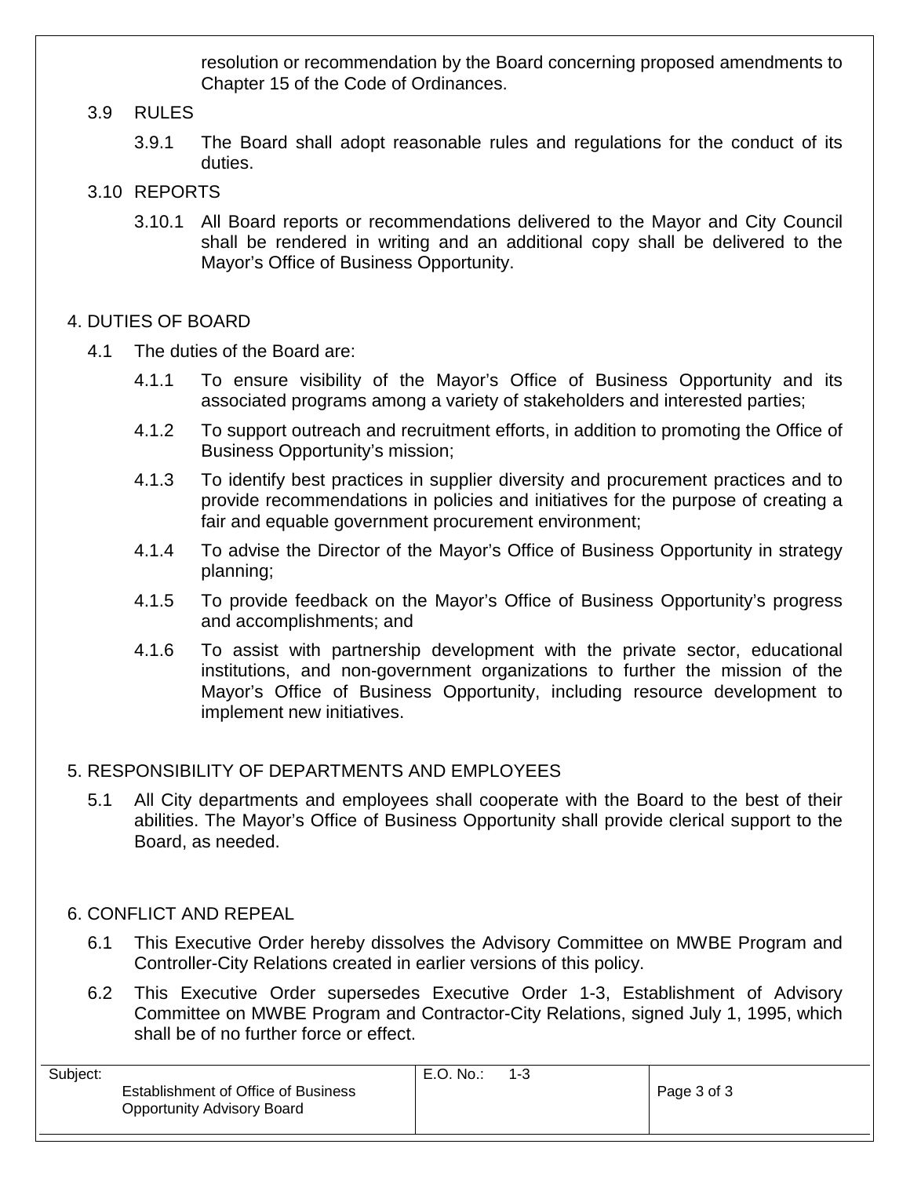resolution or recommendation by the Board concerning proposed amendments to Chapter 15 of the Code of Ordinances.

3.9 RULES

3.9.1 The Board shall adopt reasonable rules and regulations for the conduct of its duties.

3.10 REPORTS

3.10.1 All Board reports or recommendations delivered to the Mayor and City Council shall be rendered in writing and an additional copy shall be delivered to the Mayor's Office of Business Opportunity.

## 4. DUTIES OF BOARD

4.1 The duties of the Board are:

4.1.1 To ensure visibility of the Mayor's Office of Business Opportunity and its associated programs among a variety of stakeholders and interested parties;

4.1.2 To support outreach and recruitment efforts, in addition to promoting the Office of Business Opportunity's mission;

4.1.3 To identify best practices in supplier diversity and procurement practices and to provide recommendations in policies and initiatives for the purpose of creating a fair and equable government procurement environment;

4.1.4 To advise the Director of the Mayor's Office of Business Opportunity in strategy planning;

4.1.5 To provide feedback on the Mayor's Office of Business Opportunity's progress and accomplishments; and

4.1.6 To assist with partnership development with the private sector, educational institutions, and non-government organizations to further the mission of the Mayor's Office of Business Opportunity, including resource development to implement new initiatives.

## 5. RESPONSIBILITY OF DEPARTMENTS AND EMPLOYEES

5.1 All City departments and employees shall cooperate with the Board to the best of their abilities. The Mayor's Office of Business Opportunity shall provide clerical support to the Board, as needed.

## 6. CONFLICT AND REPEAL

6.1 This Executive Order hereby dissolves the Advisory Committee on MWBE Program and Controller-City Relations created in earlier versions of this policy.

6.2 This Executive Order supersedes Executive Order 1-3, Establishment of Advisory Committee on MWBE Program and Contractor-City Relations, signed July 1, 1995, which shall be of no further force or effect.